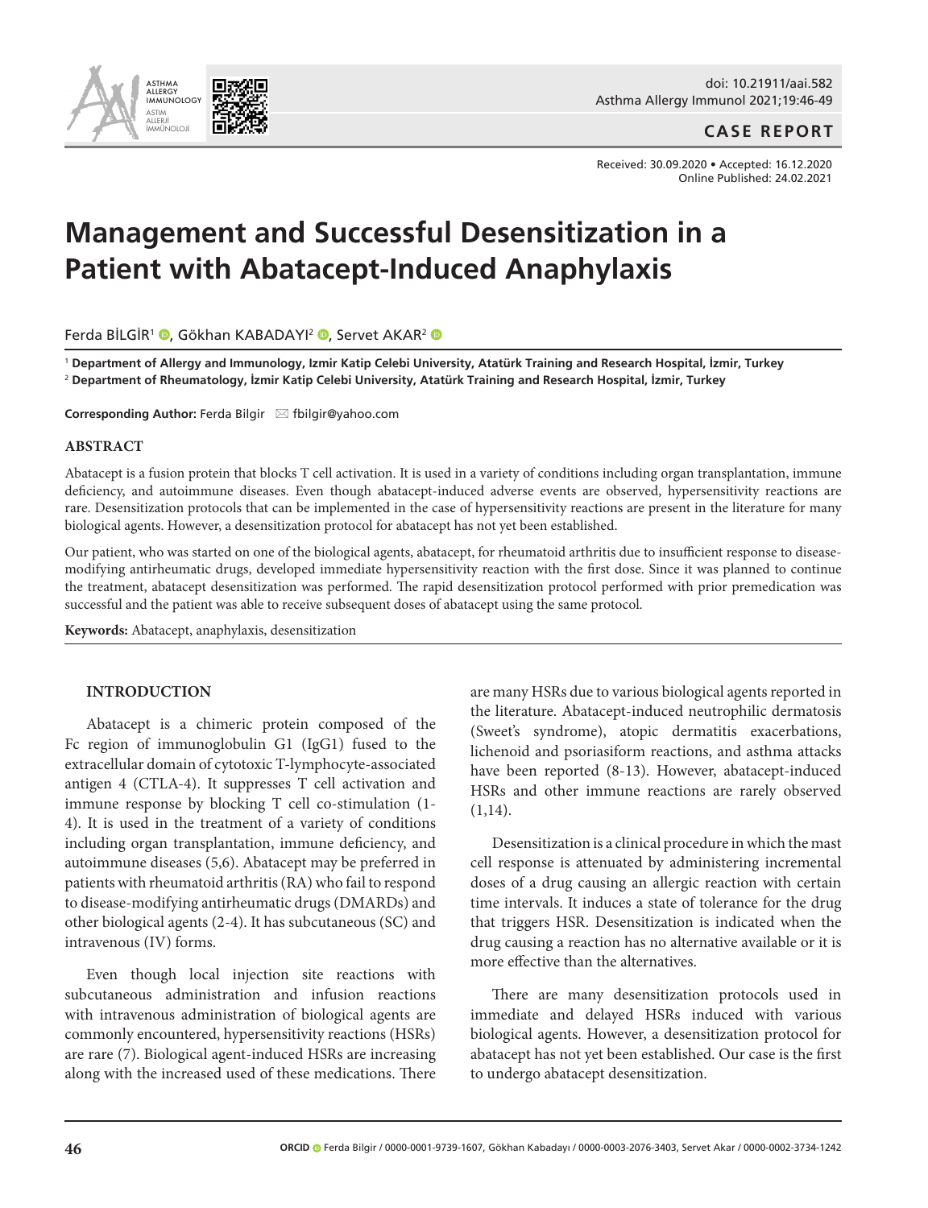CASE REPORT

Received: 30.09.2020 • Accepted: 16.12.2020
Online Published: 24.02.2021

# Management and Successful Desensitization in a Patient with Abatacept-Induced Anaphylaxis

Ferda BİLGİR[1], Gökhan KABADAYI[2], Servet AKAR[2]

[1] **Department of Allergy and Immunology, Izmir Katip Celebi University, Atatürk Training and Research Hospital, İzmir, Turkey**
[2] **Department of Rheumatology, İzmir Katip Celebi University, Atatürk Training and Research Hospital, İzmir, Turkey**

**Corresponding Author:** Ferda Bilgir ✉ fbilgir@yahoo.com

## ABSTRACT

Abatacept is a fusion protein that blocks T cell activation. It is used in a variety of conditions including organ transplantation, immune deficiency, and autoimmune diseases. Even though abatacept-induced adverse events are observed, hypersensitivity reactions are rare. Desensitization protocols that can be implemented in the case of hypersensitivity reactions are present in the literature for many biological agents. However, a desensitization protocol for abatacept has not yet been established.

Our patient, who was started on one of the biological agents, abatacept, for rheumatoid arthritis due to insufficient response to disease-modifying antirheumatic drugs, developed immediate hypersensitivity reaction with the first dose. Since it was planned to continue the treatment, abatacept desensitization was performed. The rapid desensitization protocol performed with prior premedication was successful and the patient was able to receive subsequent doses of abatacept using the same protocol.

**Keywords:** Abatacept, anaphylaxis, desensitization

## INTRODUCTION

Abatacept is a chimeric protein composed of the Fc region of immunoglobulin G1 (IgG1) fused to the extracellular domain of cytotoxic T-lymphocyte-associated antigen 4 (CTLA-4). It suppresses T cell activation and immune response by blocking T cell co-stimulation (1-4). It is used in the treatment of a variety of conditions including organ transplantation, immune deficiency, and autoimmune diseases (5,6). Abatacept may be preferred in patients with rheumatoid arthritis (RA) who fail to respond to disease-modifying antirheumatic drugs (DMARDs) and other biological agents (2-4). It has subcutaneous (SC) and intravenous (IV) forms.

Even though local injection site reactions with subcutaneous administration and infusion reactions with intravenous administration of biological agents are commonly encountered, hypersensitivity reactions (HSRs) are rare (7). Biological agent-induced HSRs are increasing along with the increased used of these medications. There are many HSRs due to various biological agents reported in the literature. Abatacept-induced neutrophilic dermatosis (Sweet's syndrome), atopic dermatitis exacerbations, lichenoid and psoriasiform reactions, and asthma attacks have been reported (8-13). However, abatacept-induced HSRs and other immune reactions are rarely observed (1,14).

Desensitization is a clinical procedure in which the mast cell response is attenuated by administering incremental doses of a drug causing an allergic reaction with certain time intervals. It induces a state of tolerance for the drug that triggers HSR. Desensitization is indicated when the drug causing a reaction has no alternative available or it is more effective than the alternatives.

There are many desensitization protocols used in immediate and delayed HSRs induced with various biological agents. However, a desensitization protocol for abatacept has not yet been established. Our case is the first to undergo abatacept desensitization.

**ORCID** Ferda Bilgir / 0000-0001-9739-1607, Gökhan Kabadayı / 0000-0003-2076-3403, Servet Akar / 0000-0002-3734-1242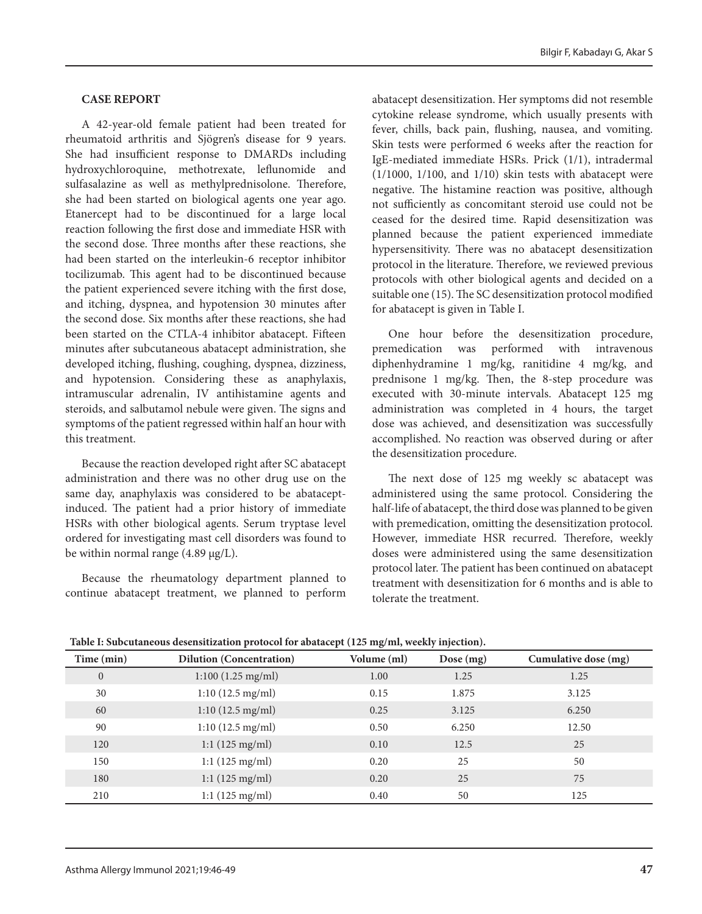## CASE REPORT

A 42-year-old female patient had been treated for rheumatoid arthritis and Sjögren's disease for 9 years. She had insufficient response to DMARDs including hydroxychloroquine, methotrexate, leflunomide and sulfasalazine as well as methylprednisolone. Therefore, she had been started on biological agents one year ago. Etanercept had to be discontinued for a large local reaction following the first dose and immediate HSR with the second dose. Three months after these reactions, she had been started on the interleukin-6 receptor inhibitor tocilizumab. This agent had to be discontinued because the patient experienced severe itching with the first dose, and itching, dyspnea, and hypotension 30 minutes after the second dose. Six months after these reactions, she had been started on the CTLA-4 inhibitor abatacept. Fifteen minutes after subcutaneous abatacept administration, she developed itching, flushing, coughing, dyspnea, dizziness, and hypotension. Considering these as anaphylaxis, intramuscular adrenalin, IV antihistamine agents and steroids, and salbutamol nebule were given. The signs and symptoms of the patient regressed within half an hour with this treatment.

Because the reaction developed right after SC abatacept administration and there was no other drug use on the same day, anaphylaxis was considered to be abatacept-induced. The patient had a prior history of immediate HSRs with other biological agents. Serum tryptase level ordered for investigating mast cell disorders was found to be within normal range (4.89 μg/L).

Because the rheumatology department planned to continue abatacept treatment, we planned to perform abatacept desensitization. Her symptoms did not resemble cytokine release syndrome, which usually presents with fever, chills, back pain, flushing, nausea, and vomiting. Skin tests were performed 6 weeks after the reaction for IgE-mediated immediate HSRs. Prick (1/1), intradermal (1/1000, 1/100, and 1/10) skin tests with abatacept were negative. The histamine reaction was positive, although not sufficiently as concomitant steroid use could not be ceased for the desired time. Rapid desensitization was planned because the patient experienced immediate hypersensitivity. There was no abatacept desensitization protocol in the literature. Therefore, we reviewed previous protocols with other biological agents and decided on a suitable one (15). The SC desensitization protocol modified for abatacept is given in Table I.

One hour before the desensitization procedure, premedication was performed with intravenous diphenhydramine 1 mg/kg, ranitidine 4 mg/kg, and prednisone 1 mg/kg. Then, the 8-step procedure was executed with 30-minute intervals. Abatacept 125 mg administration was completed in 4 hours, the target dose was achieved, and desensitization was successfully accomplished. No reaction was observed during or after the desensitization procedure.

The next dose of 125 mg weekly sc abatacept was administered using the same protocol. Considering the half-life of abatacept, the third dose was planned to be given with premedication, omitting the desensitization protocol. However, immediate HSR recurred. Therefore, weekly doses were administered using the same desensitization protocol later. The patient has been continued on abatacept treatment with desensitization for 6 months and is able to tolerate the treatment.

**Table I: Subcutaneous desensitization protocol for abatacept (125 mg/ml, weekly injection).**

| Time (min) | Dilution (Concentration) | Volume (ml) | Dose (mg) | Cumulative dose (mg) |
|---|---|---|---|---|
| 0 | 1:100 (1.25 mg/ml) | 1.00 | 1.25 | 1.25 |
| 30 | 1:10 (12.5 mg/ml) | 0.15 | 1.875 | 3.125 |
| 60 | 1:10 (12.5 mg/ml) | 0.25 | 3.125 | 6.250 |
| 90 | 1:10 (12.5 mg/ml) | 0.50 | 6.250 | 12.50 |
| 120 | 1:1 (125 mg/ml) | 0.10 | 12.5 | 25 |
| 150 | 1:1 (125 mg/ml) | 0.20 | 25 | 50 |
| 180 | 1:1 (125 mg/ml) | 0.20 | 25 | 75 |
| 210 | 1:1 (125 mg/ml) | 0.40 | 50 | 125 |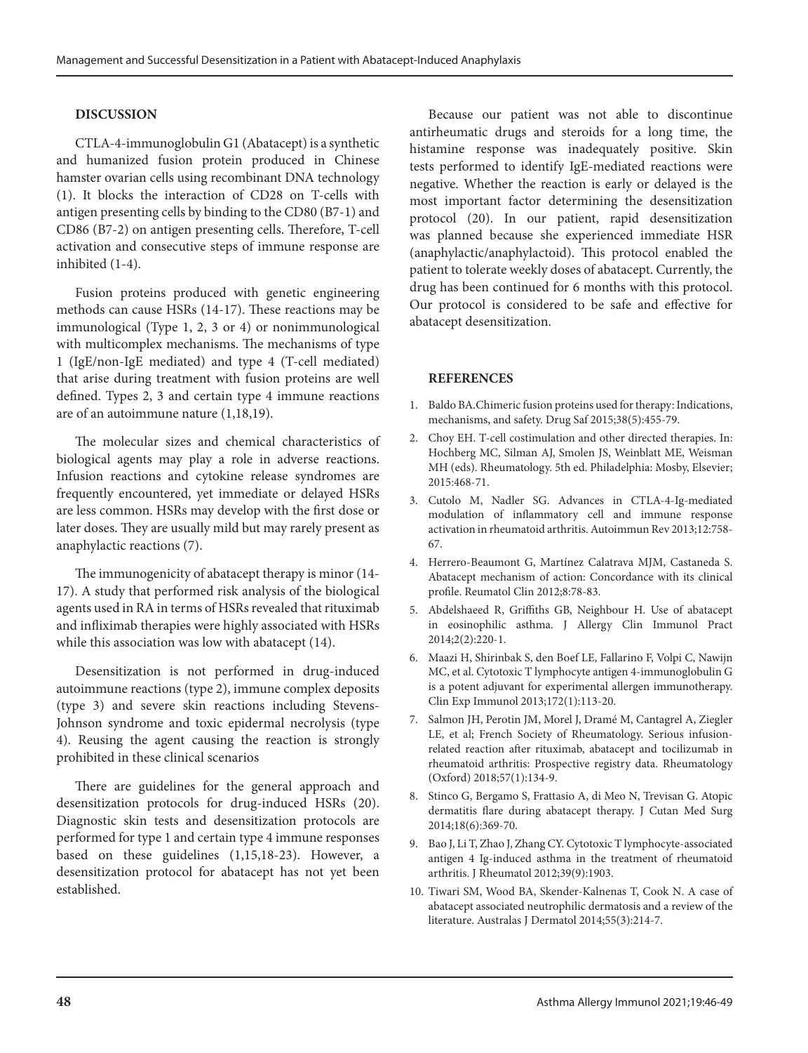## DISCUSSION

CTLA-4-immunoglobulin G1 (Abatacept) is a synthetic and humanized fusion protein produced in Chinese hamster ovarian cells using recombinant DNA technology (1). It blocks the interaction of CD28 on T-cells with antigen presenting cells by binding to the CD80 (B7-1) and CD86 (B7-2) on antigen presenting cells. Therefore, T-cell activation and consecutive steps of immune response are inhibited (1-4).

Fusion proteins produced with genetic engineering methods can cause HSRs (14-17). These reactions may be immunological (Type 1, 2, 3 or 4) or nonimmunological with multicomplex mechanisms. The mechanisms of type 1 (IgE/non-IgE mediated) and type 4 (T-cell mediated) that arise during treatment with fusion proteins are well defined. Types 2, 3 and certain type 4 immune reactions are of an autoimmune nature (1,18,19).

The molecular sizes and chemical characteristics of biological agents may play a role in adverse reactions. Infusion reactions and cytokine release syndromes are frequently encountered, yet immediate or delayed HSRs are less common. HSRs may develop with the first dose or later doses. They are usually mild but may rarely present as anaphylactic reactions (7).

The immunogenicity of abatacept therapy is minor (14-17). A study that performed risk analysis of the biological agents used in RA in terms of HSRs revealed that rituximab and infliximab therapies were highly associated with HSRs while this association was low with abatacept (14).

Desensitization is not performed in drug-induced autoimmune reactions (type 2), immune complex deposits (type 3) and severe skin reactions including Stevens-Johnson syndrome and toxic epidermal necrolysis (type 4). Reusing the agent causing the reaction is strongly prohibited in these clinical scenarios

There are guidelines for the general approach and desensitization protocols for drug-induced HSRs (20). Diagnostic skin tests and desensitization protocols are performed for type 1 and certain type 4 immune responses based on these guidelines (1,15,18-23). However, a desensitization protocol for abatacept has not yet been established.

Because our patient was not able to discontinue antirheumatic drugs and steroids for a long time, the histamine response was inadequately positive. Skin tests performed to identify IgE-mediated reactions were negative. Whether the reaction is early or delayed is the most important factor determining the desensitization protocol (20). In our patient, rapid desensitization was planned because she experienced immediate HSR (anaphylactic/anaphylactoid). This protocol enabled the patient to tolerate weekly doses of abatacept. Currently, the drug has been continued for 6 months with this protocol. Our protocol is considered to be safe and effective for abatacept desensitization.

## REFERENCES

1. Baldo BA.Chimeric fusion proteins used for therapy: Indications, mechanisms, and safety. Drug Saf 2015;38(5):455-79.
2. Choy EH. T-cell costimulation and other directed therapies. In: Hochberg MC, Silman AJ, Smolen JS, Weinblatt ME, Weisman MH (eds). Rheumatology. 5th ed. Philadelphia: Mosby, Elsevier; 2015:468-71.
3. Cutolo M, Nadler SG. Advances in CTLA-4-Ig-mediated modulation of inflammatory cell and immune response activation in rheumatoid arthritis. Autoimmun Rev 2013;12:758-67.
4. Herrero-Beaumont G, Martínez Calatrava MJM, Castaneda S. Abatacept mechanism of action: Concordance with its clinical profile. Reumatol Clin 2012;8:78-83.
5. Abdelshaeed R, Griffiths GB, Neighbour H. Use of abatacept in eosinophilic asthma. J Allergy Clin Immunol Pract 2014;2(2):220-1.
6. Maazi H, Shirinbak S, den Boef LE, Fallarino F, Volpi C, Nawijn MC, et al. Cytotoxic T lymphocyte antigen 4-immunoglobulin G is a potent adjuvant for experimental allergen immunotherapy. Clin Exp Immunol 2013;172(1):113-20.
7. Salmon JH, Perotin JM, Morel J, Dramé M, Cantagrel A, Ziegler LE, et al; French Society of Rheumatology. Serious infusion-related reaction after rituximab, abatacept and tocilizumab in rheumatoid arthritis: Prospective registry data. Rheumatology (Oxford) 2018;57(1):134-9.
8. Stinco G, Bergamo S, Frattasio A, di Meo N, Trevisan G. Atopic dermatitis flare during abatacept therapy. J Cutan Med Surg 2014;18(6):369-70.
9. Bao J, Li T, Zhao J, Zhang CY. Cytotoxic T lymphocyte-associated antigen 4 Ig-induced asthma in the treatment of rheumatoid arthritis. J Rheumatol 2012;39(9):1903.
10. Tiwari SM, Wood BA, Skender-Kalnenas T, Cook N. A case of abatacept associated neutrophilic dermatosis and a review of the literature. Australas J Dermatol 2014;55(3):214-7.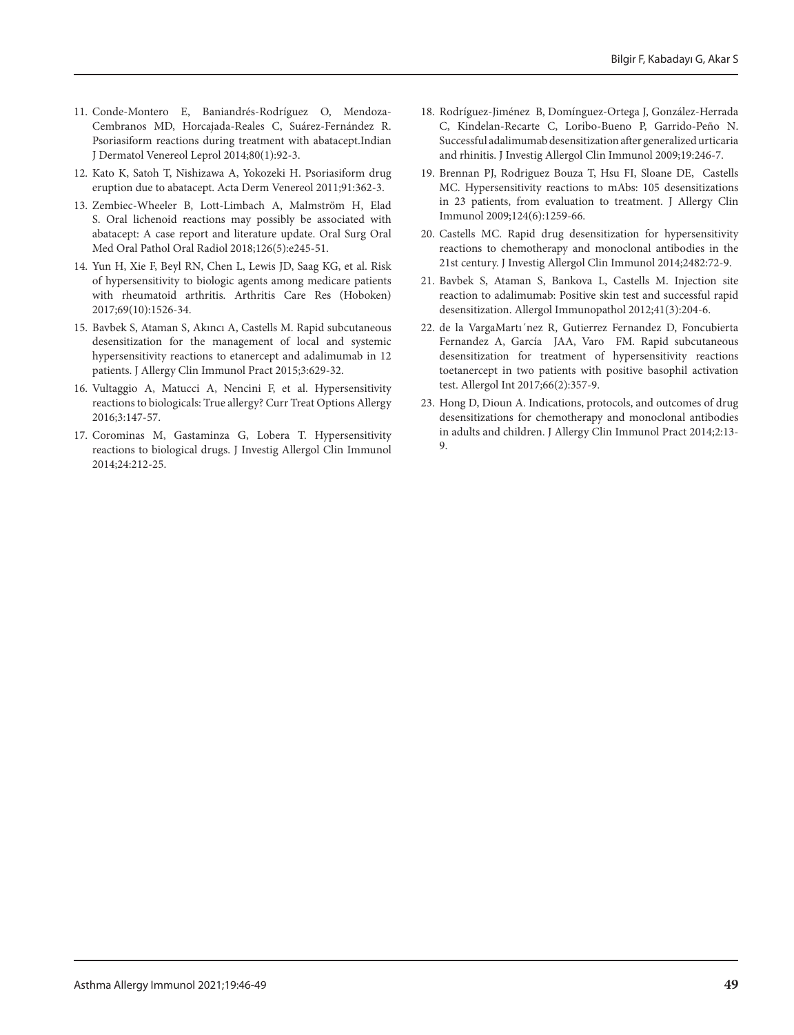11. Conde-Montero E, Baniandrés-Rodríguez O, Mendoza-Cembranos MD, Horcajada-Reales C, Suárez-Fernández R. Psoriasiform reactions during treatment with abatacept.Indian J Dermatol Venereol Leprol 2014;80(1):92-3.
12. Kato K, Satoh T, Nishizawa A, Yokozeki H. Psoriasiform drug eruption due to abatacept. Acta Derm Venereol 2011;91:362-3.
13. Zembiec-Wheeler B, Lott-Limbach A, Malmström H, Elad S. Oral lichenoid reactions may possibly be associated with abatacept: A case report and literature update. Oral Surg Oral Med Oral Pathol Oral Radiol 2018;126(5):e245-51.
14. Yun H, Xie F, Beyl RN, Chen L, Lewis JD, Saag KG, et al. Risk of hypersensitivity to biologic agents among medicare patients with rheumatoid arthritis. Arthritis Care Res (Hoboken) 2017;69(10):1526-34.
15. Bavbek S, Ataman S, Akıncı A, Castells M. Rapid subcutaneous desensitization for the management of local and systemic hypersensitivity reactions to etanercept and adalimumab in 12 patients. J Allergy Clin Immunol Pract 2015;3:629-32.
16. Vultaggio A, Matucci A, Nencini F, et al. Hypersensitivity reactions to biologicals: True allergy? Curr Treat Options Allergy 2016;3:147-57.
17. Corominas M, Gastaminza G, Lobera T. Hypersensitivity reactions to biological drugs. J Investig Allergol Clin Immunol 2014;24:212-25.
18. Rodríguez-Jiménez B, Domínguez-Ortega J, González-Herrada C, Kindelan-Recarte C, Loribo-Bueno P, Garrido-Peño N. Successful adalimumab desensitization after generalized urticaria and rhinitis. J Investig Allergol Clin Immunol 2009;19:246-7.
19. Brennan PJ, Rodriguez Bouza T, Hsu FI, Sloane DE, Castells MC. Hypersensitivity reactions to mAbs: 105 desensitizations in 23 patients, from evaluation to treatment. J Allergy Clin Immunol 2009;124(6):1259-66.
20. Castells MC. Rapid drug desensitization for hypersensitivity reactions to chemotherapy and monoclonal antibodies in the 21st century. J Investig Allergol Clin Immunol 2014;2482:72-9.
21. Bavbek S, Ataman S, Bankova L, Castells M. Injection site reaction to adalimumab: Positive skin test and successful rapid desensitization. Allergol Immunopathol 2012;41(3):204-6.
22. de la VargaMartı´nez R, Gutierrez Fernandez D, Foncubierta Fernandez A, García JAA, Varo FM. Rapid subcutaneous desensitization for treatment of hypersensitivity reactions toetanercept in two patients with positive basophil activation test. Allergol Int 2017;66(2):357-9.
23. Hong D, Dioun A. Indications, protocols, and outcomes of drug desensitizations for chemotherapy and monoclonal antibodies in adults and children. J Allergy Clin Immunol Pract 2014;2:13-9.